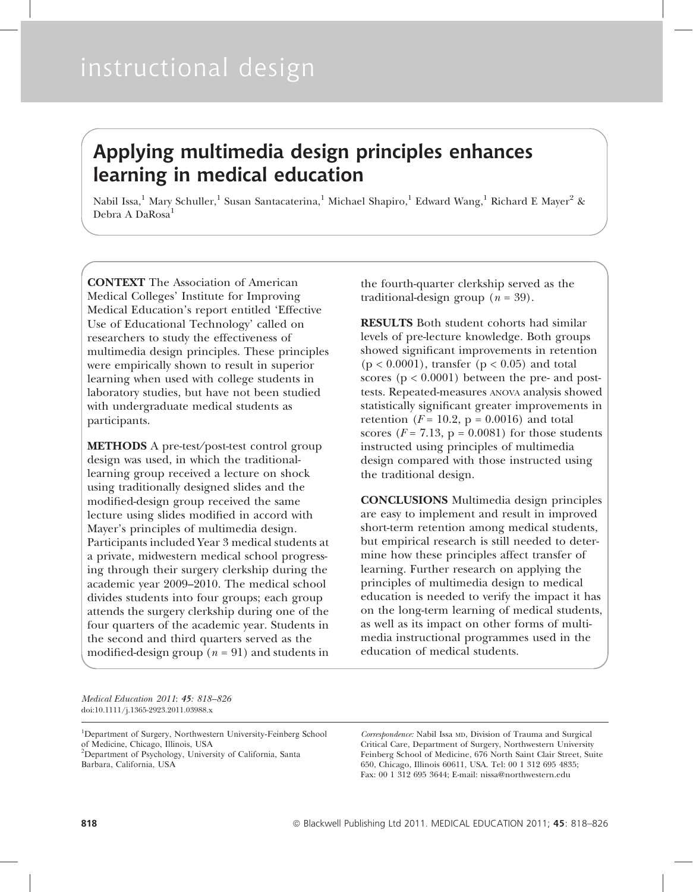# instructional design

## Applying multimedia design principles enhances learning in medical education

Nabil Issa,[1] Mary Schuller,[1] Susan Santacaterina,[1] Michael Shapiro,[1] Edward Wang,[1] Richard E Mayer[2] & Debra A DaRosa[1]

**CONTEXT** The Association of American Medical Colleges' Institute for Improving Medical Education's report entitled 'Effective Use of Educational Technology' called on researchers to study the effectiveness of multimedia design principles. These principles were empirically shown to result in superior learning when used with college students in laboratory studies, but have not been studied with undergraduate medical students as participants.

**METHODS** A pre-test/post-test control group design was used, in which the traditional-learning group received a lecture on shock using traditionally designed slides and the modified-design group received the same lecture using slides modified in accord with Mayer's principles of multimedia design. Participants included Year 3 medical students at a private, midwestern medical school progressing through their surgery clerkship during the academic year 2009–2010. The medical school divides students into four groups; each group attends the surgery clerkship during one of the four quarters of the academic year. Students in the second and third quarters served as the modified-design group ($n = 91$) and students in the fourth-quarter clerkship served as the traditional-design group ($n = 39$).

**RESULTS** Both student cohorts had similar levels of pre-lecture knowledge. Both groups showed significant improvements in retention ($p < 0.0001$), transfer ($p < 0.05$) and total scores ($p < 0.0001$) between the pre- and post-tests. Repeated-measures ANOVA analysis showed statistically significant greater improvements in retention ($F = 10.2$, $p = 0.0016$) and total scores ($F = 7.13$, $p = 0.0081$) for those students instructed using principles of multimedia design compared with those instructed using the traditional design.

**CONCLUSIONS** Multimedia design principles are easy to implement and result in improved short-term retention among medical students, but empirical research is still needed to determine how these principles affect transfer of learning. Further research on applying the principles of multimedia design to medical education is needed to verify the impact it has on the long-term learning of medical students, as well as its impact on other forms of multimedia instructional programmes used in the education of medical students.

*Medical Education 2011*: ***45***: *818–826*
doi:10.1111/j.1365-2923.2011.03988.x

[1]Department of Surgery, Northwestern University-Feinberg School of Medicine, Chicago, Illinois, USA
[2]Department of Psychology, University of California, Santa Barbara, California, USA

*Correspondence:* Nabil Issa MD, Division of Trauma and Surgical Critical Care, Department of Surgery, Northwestern University Feinberg School of Medicine, 676 North Saint Clair Street, Suite 650, Chicago, Illinois 60611, USA. Tel: 00 1 312 695 4835; Fax: 00 1 312 695 3644; E-mail: nissa@northwestern.edu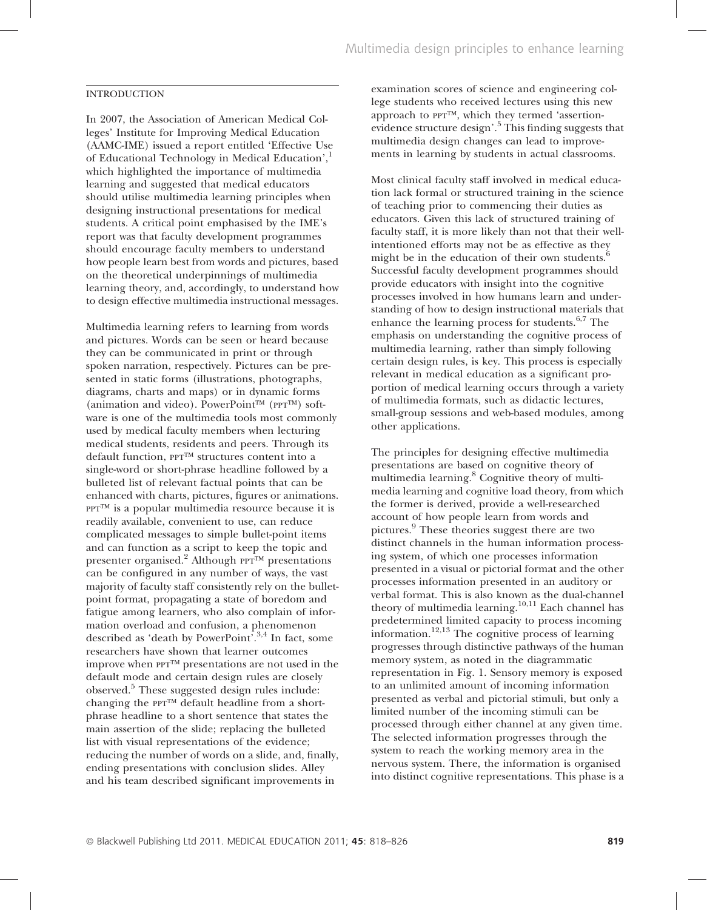## INTRODUCTION

In 2007, the Association of American Medical Colleges' Institute for Improving Medical Education (AAMC-IME) issued a report entitled 'Effective Use of Educational Technology in Medical Education',[1] which highlighted the importance of multimedia learning and suggested that medical educators should utilise multimedia learning principles when designing instructional presentations for medical students. A critical point emphasised by the IME's report was that faculty development programmes should encourage faculty members to understand how people learn best from words and pictures, based on the theoretical underpinnings of multimedia learning theory, and, accordingly, to understand how to design effective multimedia instructional messages.

Multimedia learning refers to learning from words and pictures. Words can be seen or heard because they can be communicated in print or through spoken narration, respectively. Pictures can be presented in static forms (illustrations, photographs, diagrams, charts and maps) or in dynamic forms (animation and video). PowerPoint™ (PPT™) software is one of the multimedia tools most commonly used by medical faculty members when lecturing medical students, residents and peers. Through its default function, PPT™ structures content into a single-word or short-phrase headline followed by a bulleted list of relevant factual points that can be enhanced with charts, pictures, figures or animations. PPT™ is a popular multimedia resource because it is readily available, convenient to use, can reduce complicated messages to simple bullet-point items and can function as a script to keep the topic and presenter organised.[2] Although PPT™ presentations can be configured in any number of ways, the vast majority of faculty staff consistently rely on the bullet-point format, propagating a state of boredom and fatigue among learners, who also complain of information overload and confusion, a phenomenon described as 'death by PowerPoint'.[3,4] In fact, some researchers have shown that learner outcomes improve when PPT™ presentations are not used in the default mode and certain design rules are closely observed.[5] These suggested design rules include: changing the PPT™ default headline from a short-phrase headline to a short sentence that states the main assertion of the slide; replacing the bulleted list with visual representations of the evidence; reducing the number of words on a slide, and, finally, ending presentations with conclusion slides. Alley and his team described significant improvements in examination scores of science and engineering college students who received lectures using this new approach to PPT™, which they termed 'assertion-evidence structure design'.[5] This finding suggests that multimedia design changes can lead to improvements in learning by students in actual classrooms.

Most clinical faculty staff involved in medical education lack formal or structured training in the science of teaching prior to commencing their duties as educators. Given this lack of structured training of faculty staff, it is more likely than not that their well-intentioned efforts may not be as effective as they might be in the education of their own students.[6] Successful faculty development programmes should provide educators with insight into the cognitive processes involved in how humans learn and understanding of how to design instructional materials that enhance the learning process for students.[6,7] The emphasis on understanding the cognitive process of multimedia learning, rather than simply following certain design rules, is key. This process is especially relevant in medical education as a significant proportion of medical learning occurs through a variety of multimedia formats, such as didactic lectures, small-group sessions and web-based modules, among other applications.

The principles for designing effective multimedia presentations are based on cognitive theory of multimedia learning.[8] Cognitive theory of multimedia learning and cognitive load theory, from which the former is derived, provide a well-researched account of how people learn from words and pictures.[9] These theories suggest there are two distinct channels in the human information processing system, of which one processes information presented in a visual or pictorial format and the other processes information presented in an auditory or verbal format. This is also known as the dual-channel theory of multimedia learning.[10,11] Each channel has predetermined limited capacity to process incoming information.[12,13] The cognitive process of learning progresses through distinctive pathways of the human memory system, as noted in the diagrammatic representation in Fig. 1. Sensory memory is exposed to an unlimited amount of incoming information presented as verbal and pictorial stimuli, but only a limited number of the incoming stimuli can be processed through either channel at any given time. The selected information progresses through the system to reach the working memory area in the nervous system. There, the information is organised into distinct cognitive representations. This phase is a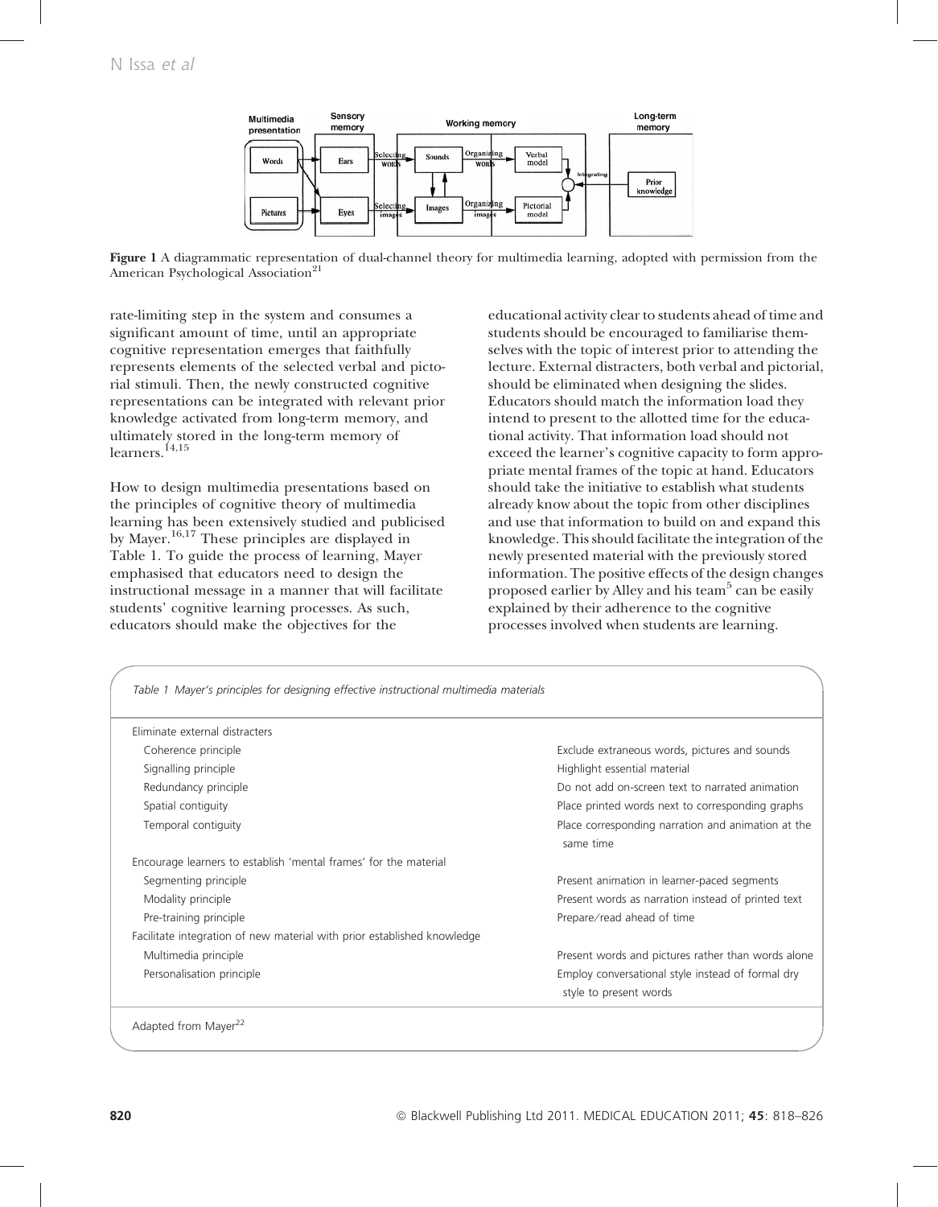Multimedia presentation
Sensory memory
Working memory
Long-term memory
Words
Ears
Selecting words
Sounds
Organizing words
Verbal model
Integrating
Prior knowledge
Pictures
Eyes
Selecting images
Images
Organizing images
Pictorial model

**Figure 1** A diagrammatic representation of dual-channel theory for multimedia learning, adopted with permission from the American Psychological Association[21]

rate-limiting step in the system and consumes a significant amount of time, until an appropriate cognitive representation emerges that faithfully represents elements of the selected verbal and pictorial stimuli. Then, the newly constructed cognitive representations can be integrated with relevant prior knowledge activated from long-term memory, and ultimately stored in the long-term memory of learners.[14,15]

How to design multimedia presentations based on the principles of cognitive theory of multimedia learning has been extensively studied and publicised by Mayer.[16,17] These principles are displayed in Table 1. To guide the process of learning, Mayer emphasised that educators need to design the instructional message in a manner that will facilitate students' cognitive learning processes. As such, educators should make the objectives for the educational activity clear to students ahead of time and students should be encouraged to familiarise themselves with the topic of interest prior to attending the lecture. External distracters, both verbal and pictorial, should be eliminated when designing the slides. Educators should match the information load they intend to present to the allotted time for the educational activity. That information load should not exceed the learner's cognitive capacity to form appropriate mental frames of the topic at hand. Educators should take the initiative to establish what students already know about the topic from other disciplines and use that information to build on and expand this knowledge. This should facilitate the integration of the newly presented material with the previously stored information. The positive effects of the design changes proposed earlier by Alley and his team[5] can be easily explained by their adherence to the cognitive processes involved when students are learning.

*Table 1 Mayer's principles for designing effective instructional multimedia materials*

| | |
|---|---|
| Eliminate external distracters | |
| Coherence principle | Exclude extraneous words, pictures and sounds |
| Signalling principle | Highlight essential material |
| Redundancy principle | Do not add on-screen text to narrated animation |
| Spatial contiguity | Place printed words next to corresponding graphs |
| Temporal contiguity | Place corresponding narration and animation at the same time |
| Encourage learners to establish 'mental frames' for the material | |
| Segmenting principle | Present animation in learner-paced segments |
| Modality principle | Present words as narration instead of printed text |
| Pre-training principle | Prepare/read ahead of time |
| Facilitate integration of new material with prior established knowledge | |
| Multimedia principle | Present words and pictures rather than words alone |
| Personalisation principle | Employ conversational style instead of formal dry style to present words |

Adapted from Mayer[22]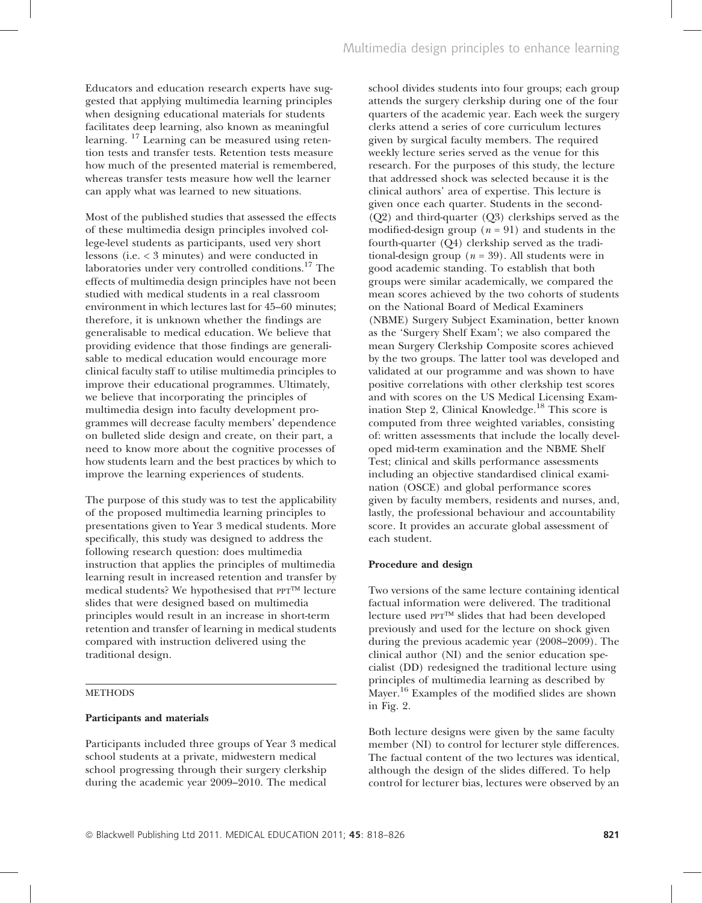Educators and education research experts have suggested that applying multimedia learning principles when designing educational materials for students facilitates deep learning, also known as meaningful learning. [17] Learning can be measured using retention tests and transfer tests. Retention tests measure how much of the presented material is remembered, whereas transfer tests measure how well the learner can apply what was learned to new situations.

Most of the published studies that assessed the effects of these multimedia design principles involved college-level students as participants, used very short lessons (i.e. < 3 minutes) and were conducted in laboratories under very controlled conditions.[17] The effects of multimedia design principles have not been studied with medical students in a real classroom environment in which lectures last for 45–60 minutes; therefore, it is unknown whether the findings are generalisable to medical education. We believe that providing evidence that those findings are generalisable to medical education would encourage more clinical faculty staff to utilise multimedia principles to improve their educational programmes. Ultimately, we believe that incorporating the principles of multimedia design into faculty development programmes will decrease faculty members' dependence on bulleted slide design and create, on their part, a need to know more about the cognitive processes of how students learn and the best practices by which to improve the learning experiences of students.

The purpose of this study was to test the applicability of the proposed multimedia learning principles to presentations given to Year 3 medical students. More specifically, this study was designed to address the following research question: does multimedia instruction that applies the principles of multimedia learning result in increased retention and transfer by medical students? We hypothesised that PPT™ lecture slides that were designed based on multimedia principles would result in an increase in short-term retention and transfer of learning in medical students compared with instruction delivered using the traditional design.

## METHODS

### Participants and materials

Participants included three groups of Year 3 medical school students at a private, midwestern medical school progressing through their surgery clerkship during the academic year 2009–2010. The medical school divides students into four groups; each group attends the surgery clerkship during one of the four quarters of the academic year. Each week the surgery clerks attend a series of core curriculum lectures given by surgical faculty members. The required weekly lecture series served as the venue for this research. For the purposes of this study, the lecture that addressed shock was selected because it is the clinical authors' area of expertise. This lecture is given once each quarter. Students in the second- (Q2) and third-quarter (Q3) clerkships served as the modified-design group (*n* = 91) and students in the fourth-quarter (Q4) clerkship served as the traditional-design group (*n* = 39). All students were in good academic standing. To establish that both groups were similar academically, we compared the mean scores achieved by the two cohorts of students on the National Board of Medical Examiners (NBME) Surgery Subject Examination, better known as the 'Surgery Shelf Exam'; we also compared the mean Surgery Clerkship Composite scores achieved by the two groups. The latter tool was developed and validated at our programme and was shown to have positive correlations with other clerkship test scores and with scores on the US Medical Licensing Examination Step 2, Clinical Knowledge.[18] This score is computed from three weighted variables, consisting of: written assessments that include the locally developed mid-term examination and the NBME Shelf Test; clinical and skills performance assessments including an objective standardised clinical examination (OSCE) and global performance scores given by faculty members, residents and nurses, and, lastly, the professional behaviour and accountability score. It provides an accurate global assessment of each student.

### Procedure and design

Two versions of the same lecture containing identical factual information were delivered. The traditional lecture used PPT™ slides that had been developed previously and used for the lecture on shock given during the previous academic year (2008–2009). The clinical author (NI) and the senior education specialist (DD) redesigned the traditional lecture using principles of multimedia learning as described by Mayer.[16] Examples of the modified slides are shown in Fig. 2.

Both lecture designs were given by the same faculty member (NI) to control for lecturer style differences. The factual content of the two lectures was identical, although the design of the slides differed. To help control for lecturer bias, lectures were observed by an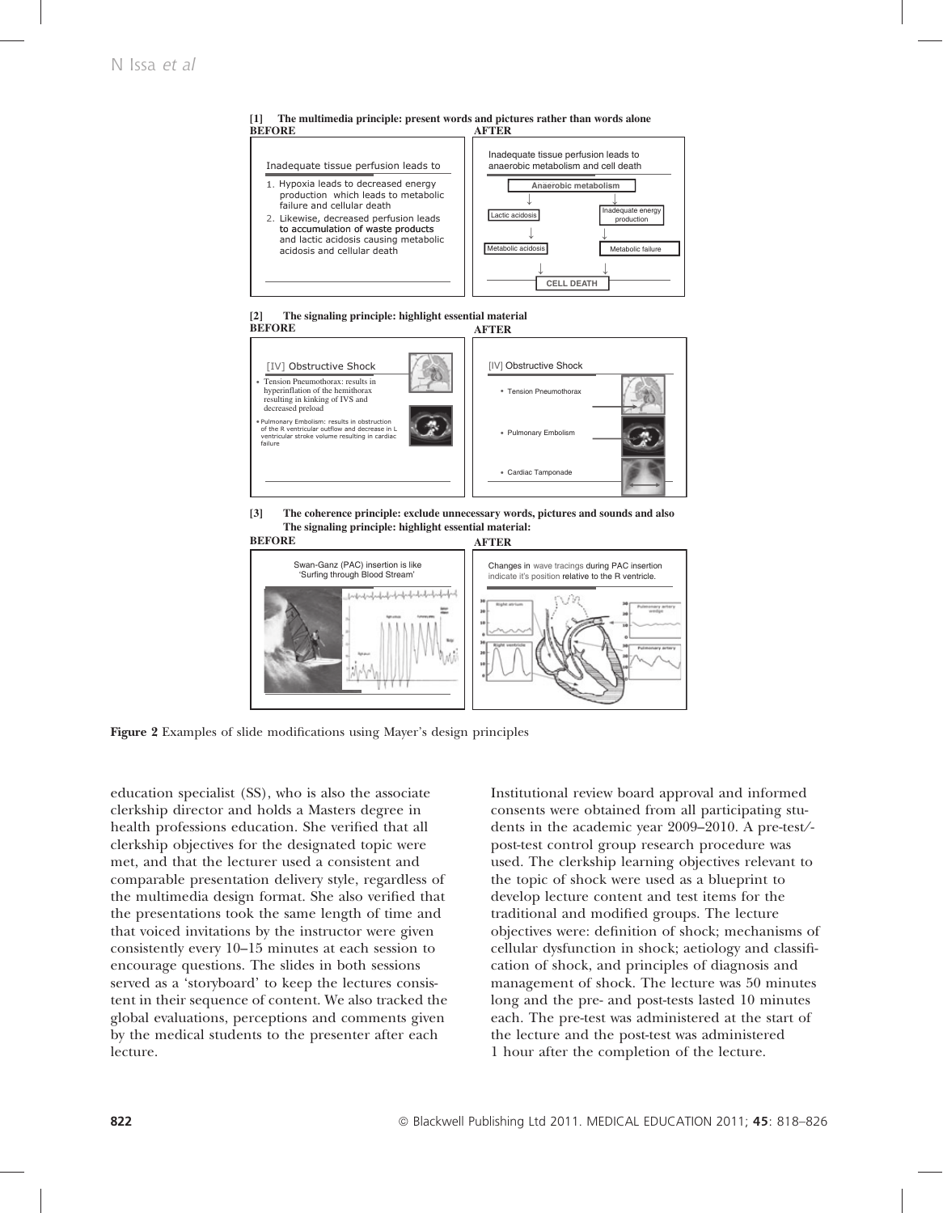[1] The multimedia principle: present words and pictures rather than words alone

[2] The signaling principle: highlight essential material

[3] The coherence principle: exclude unnecessary words, pictures and sounds and also The signaling principle: highlight essential material:

**Figure 2** Examples of slide modifications using Mayer's design principles

education specialist (SS), who is also the associate clerkship director and holds a Masters degree in health professions education. She verified that all clerkship objectives for the designated topic were met, and that the lecturer used a consistent and comparable presentation delivery style, regardless of the multimedia design format. She also verified that the presentations took the same length of time and that voiced invitations by the instructor were given consistently every 10–15 minutes at each session to encourage questions. The slides in both sessions served as a 'storyboard' to keep the lectures consistent in their sequence of content. We also tracked the global evaluations, perceptions and comments given by the medical students to the presenter after each lecture.

Institutional review board approval and informed consents were obtained from all participating students in the academic year 2009–2010. A pre-test/-post-test control group research procedure was used. The clerkship learning objectives relevant to the topic of shock were used as a blueprint to develop lecture content and test items for the traditional and modified groups. The lecture objectives were: definition of shock; mechanisms of cellular dysfunction in shock; aetiology and classification of shock, and principles of diagnosis and management of shock. The lecture was 50 minutes long and the pre- and post-tests lasted 10 minutes each. The pre-test was administered at the start of the lecture and the post-test was administered 1 hour after the completion of the lecture.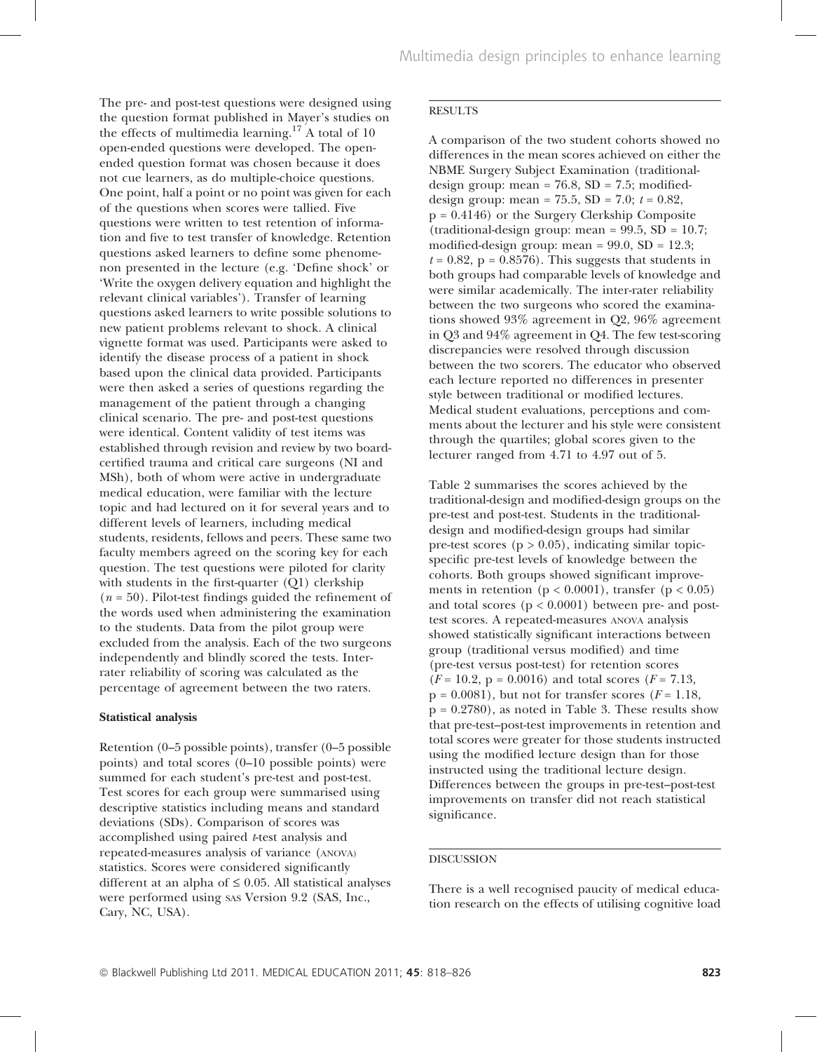The pre- and post-test questions were designed using the question format published in Mayer's studies on the effects of multimedia learning.[17] A total of 10 open-ended questions were developed. The open-ended question format was chosen because it does not cue learners, as do multiple-choice questions. One point, half a point or no point was given for each of the questions when scores were tallied. Five questions were written to test retention of information and five to test transfer of knowledge. Retention questions asked learners to define some phenomenon presented in the lecture (e.g. 'Define shock' or 'Write the oxygen delivery equation and highlight the relevant clinical variables'). Transfer of learning questions asked learners to write possible solutions to new patient problems relevant to shock. A clinical vignette format was used. Participants were asked to identify the disease process of a patient in shock based upon the clinical data provided. Participants were then asked a series of questions regarding the management of the patient through a changing clinical scenario. The pre- and post-test questions were identical. Content validity of test items was established through revision and review by two board-certified trauma and critical care surgeons (NI and MSh), both of whom were active in undergraduate medical education, were familiar with the lecture topic and had lectured on it for several years and to different levels of learners, including medical students, residents, fellows and peers. These same two faculty members agreed on the scoring key for each question. The test questions were piloted for clarity with students in the first-quarter (Q1) clerkship ($n = 50$). Pilot-test findings guided the refinement of the words used when administering the examination to the students. Data from the pilot group were excluded from the analysis. Each of the two surgeons independently and blindly scored the tests. Inter-rater reliability of scoring was calculated as the percentage of agreement between the two raters.

### Statistical analysis

Retention (0–5 possible points), transfer (0–5 possible points) and total scores (0–10 possible points) were summed for each student's pre-test and post-test. Test scores for each group were summarised using descriptive statistics including means and standard deviations (SDs). Comparison of scores was accomplished using paired *t*-test analysis and repeated-measures analysis of variance (ANOVA) statistics. Scores were considered significantly different at an alpha of $\leq 0.05$. All statistical analyses were performed using SAS Version 9.2 (SAS, Inc., Cary, NC, USA).

## RESULTS

A comparison of the two student cohorts showed no differences in the mean scores achieved on either the NBME Surgery Subject Examination (traditional-design group: mean = 76.8, SD = 7.5; modified-design group: mean = 75.5, SD = 7.0; $t = 0.82$, $p = 0.4146$) or the Surgery Clerkship Composite (traditional-design group: mean = 99.5, SD = 10.7; modified-design group: mean = 99.0, SD = 12.3; $t = 0.82$, $p = 0.8576$). This suggests that students in both groups had comparable levels of knowledge and were similar academically. The inter-rater reliability between the two surgeons who scored the examinations showed 93% agreement in Q2, 96% agreement in Q3 and 94% agreement in Q4. The few test-scoring discrepancies were resolved through discussion between the two scorers. The educator who observed each lecture reported no differences in presenter style between traditional or modified lectures. Medical student evaluations, perceptions and comments about the lecturer and his style were consistent through the quartiles; global scores given to the lecturer ranged from 4.71 to 4.97 out of 5.

Table 2 summarises the scores achieved by the traditional-design and modified-design groups on the pre-test and post-test. Students in the traditional-design and modified-design groups had similar pre-test scores ($p > 0.05$), indicating similar topic-specific pre-test levels of knowledge between the cohorts. Both groups showed significant improvements in retention ($p < 0.0001$), transfer ($p < 0.05$) and total scores ($p < 0.0001$) between pre- and post-test scores. A repeated-measures ANOVA analysis showed statistically significant interactions between group (traditional versus modified) and time (pre-test versus post-test) for retention scores ($F = 10.2$, $p = 0.0016$) and total scores ($F = 7.13$, $p = 0.0081$), but not for transfer scores ($F = 1.18$, $p = 0.2780$), as noted in Table 3. These results show that pre-test–post-test improvements in retention and total scores were greater for those students instructed using the modified lecture design than for those instructed using the traditional lecture design. Differences between the groups in pre-test–post-test improvements on transfer did not reach statistical significance.

## DISCUSSION

There is a well recognised paucity of medical education research on the effects of utilising cognitive load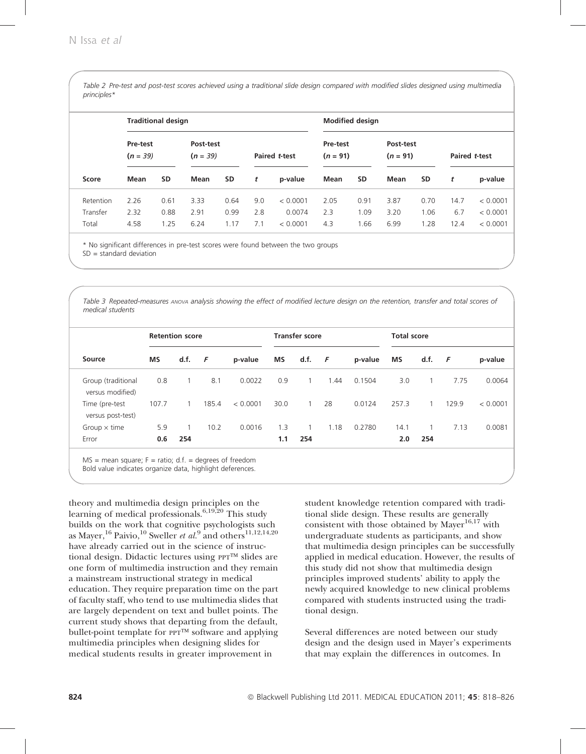Table 2 Pre-test and post-test scores achieved using a traditional slide design compared with modified slides designed using multimedia principles*

| | **Traditional design** | | | | | | **Modified design** | | | | | |
|---|---|---|---|---|---|---|---|---|---|---|---|---|
| | **Pre-test ($n$ = 39)** | | **Post-test ($n$ = 39)** | | **Paired $t$-test** | | **Pre-test ($n$ = 91)** | | **Post-test ($n$ = 91)** | | **Paired $t$-test** | |
| **Score** | **Mean** | **SD** | **Mean** | **SD** | $t$ | **p-value** | **Mean** | **SD** | **Mean** | **SD** | $t$ | **p-value** |
| Retention | 2.26 | 0.61 | 3.33 | 0.64 | 9.0 | < 0.0001 | 2.05 | 0.91 | 3.87 | 0.70 | 14.7 | < 0.0001 |
| Transfer | 2.32 | 0.88 | 2.91 | 0.99 | 2.8 | 0.0074 | 2.3 | 1.09 | 3.20 | 1.06 | 6.7 | < 0.0001 |
| Total | 4.58 | 1.25 | 6.24 | 1.17 | 7.1 | < 0.0001 | 4.3 | 1.66 | 6.99 | 1.28 | 12.4 | < 0.0001 |

* No significant differences in pre-test scores were found between the two groups
SD = standard deviation

Table 3 Repeated-measures ANOVA analysis showing the effect of modified lecture design on the retention, transfer and total scores of medical students

| | **Retention score** | | | | **Transfer score** | | | | **Total score** | | | |
|---|---|---|---|---|---|---|---|---|---|---|---|---|
| **Source** | **MS** | **d.f.** | $F$ | **p-value** | **MS** | **d.f.** | $F$ | **p-value** | **MS** | **d.f.** | $F$ | **p-value** |
| Group (traditional versus modified) | 0.8 | 1 | 8.1 | 0.0022 | 0.9 | 1 | 1.44 | 0.1504 | 3.0 | 1 | 7.75 | 0.0064 |
| Time (pre-test versus post-test) | 107.7 | 1 | 185.4 | < 0.0001 | 30.0 | 1 | 28 | 0.0124 | 257.3 | 1 | 129.9 | < 0.0001 |
| Group × time | 5.9 | 1 | 10.2 | 0.0016 | 1.3 | 1 | 1.18 | 0.2780 | 14.1 | 1 | 7.13 | 0.0081 |
| Error | **0.6** | **254** | | | **1.1** | **254** | | | **2.0** | **254** | | |

MS = mean square; F = ratio; d.f. = degrees of freedom
Bold value indicates organize data, highlight deferences.

theory and multimedia design principles on the learning of medical professionals.[6,19,20] This study builds on the work that cognitive psychologists such as Mayer,[16] Paivio,[10] Sweller *et al.*[9] and others[11,12,14,20] have already carried out in the science of instructional design. Didactic lectures using PPT™ slides are one form of multimedia instruction and they remain a mainstream instructional strategy in medical education. They require preparation time on the part of faculty staff, who tend to use multimedia slides that are largely dependent on text and bullet points. The current study shows that departing from the default, bullet-point template for PPT™ software and applying multimedia principles when designing slides for medical students results in greater improvement in student knowledge retention compared with traditional slide design. These results are generally consistent with those obtained by Mayer[16,17] with undergraduate students as participants, and show that multimedia design principles can be successfully applied in medical education. However, the results of this study did not show that multimedia design principles improved students' ability to apply the newly acquired knowledge to new clinical problems compared with students instructed using the traditional design.

Several differences are noted between our study design and the design used in Mayer's experiments that may explain the differences in outcomes. In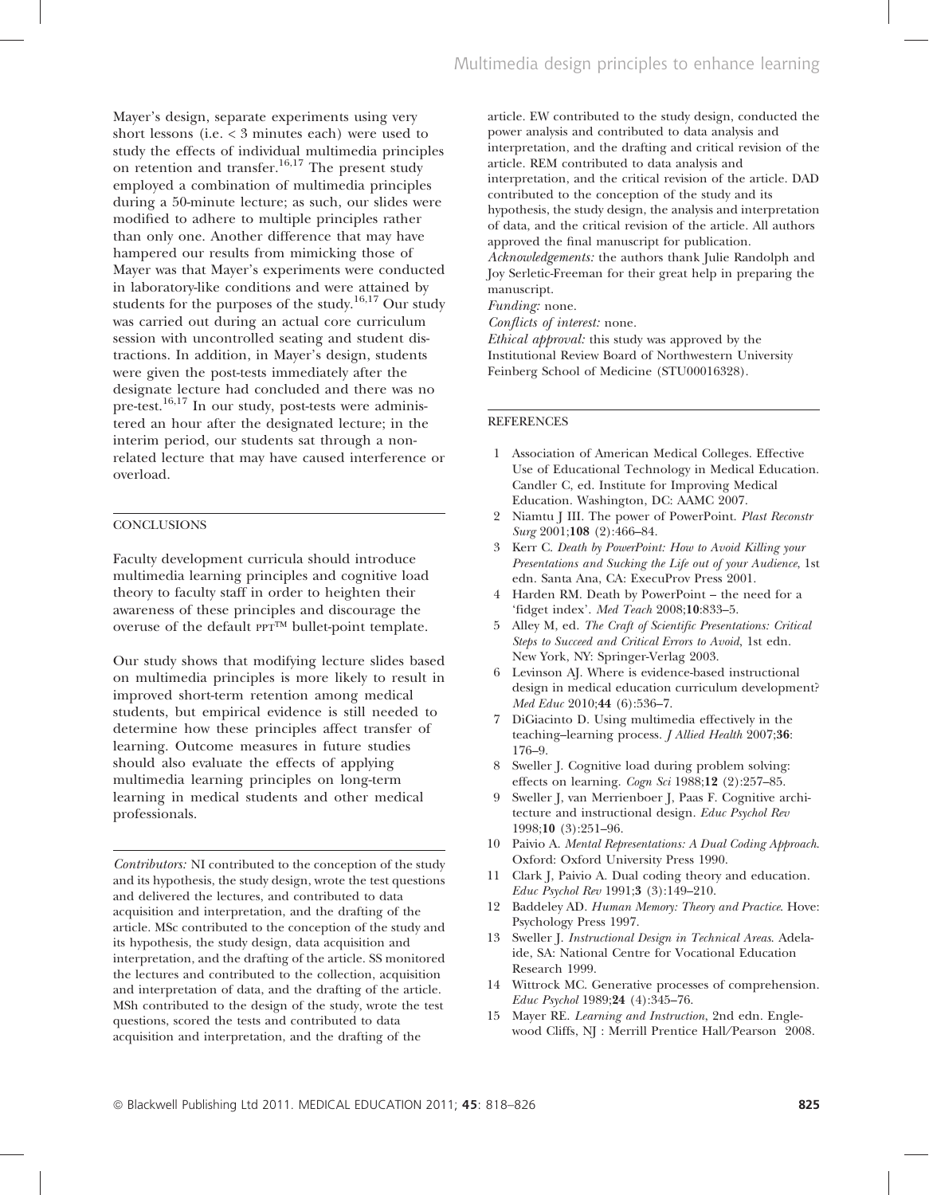Mayer's design, separate experiments using very short lessons (i.e. < 3 minutes each) were used to study the effects of individual multimedia principles on retention and transfer.[16,17] The present study employed a combination of multimedia principles during a 50-minute lecture; as such, our slides were modified to adhere to multiple principles rather than only one. Another difference that may have hampered our results from mimicking those of Mayer was that Mayer's experiments were conducted in laboratory-like conditions and were attained by students for the purposes of the study.[16,17] Our study was carried out during an actual core curriculum session with uncontrolled seating and student distractions. In addition, in Mayer's design, students were given the post-tests immediately after the designate lecture had concluded and there was no pre-test.[16,17] In our study, post-tests were administered an hour after the designated lecture; in the interim period, our students sat through a non-related lecture that may have caused interference or overload.

## CONCLUSIONS

Faculty development curricula should introduce multimedia learning principles and cognitive load theory to faculty staff in order to heighten their awareness of these principles and discourage the overuse of the default PPT™ bullet-point template.

Our study shows that modifying lecture slides based on multimedia principles is more likely to result in improved short-term retention among medical students, but empirical evidence is still needed to determine how these principles affect transfer of learning. Outcome measures in future studies should also evaluate the effects of applying multimedia learning principles on long-term learning in medical students and other medical professionals.

*Contributors:* NI contributed to the conception of the study and its hypothesis, the study design, wrote the test questions and delivered the lectures, and contributed to data acquisition and interpretation, and the drafting of the article. MSc contributed to the conception of the study and its hypothesis, the study design, data acquisition and interpretation, and the drafting of the article. SS monitored the lectures and contributed to the collection, acquisition and interpretation of data, and the drafting of the article. MSh contributed to the design of the study, wrote the test questions, scored the tests and contributed to data acquisition and interpretation, and the drafting of the article. EW contributed to the study design, conducted the power analysis and contributed to data analysis and interpretation, and the drafting and critical revision of the article. REM contributed to data analysis and interpretation, and the critical revision of the article. DAD contributed to the conception of the study and its hypothesis, the study design, the analysis and interpretation of data, and the critical revision of the article. All authors approved the final manuscript for publication.

*Acknowledgements:* the authors thank Julie Randolph and Joy Serletic-Freeman for their great help in preparing the manuscript.

*Funding:* none.

*Conflicts of interest:* none.

*Ethical approval:* this study was approved by the Institutional Review Board of Northwestern University Feinberg School of Medicine (STU00016328).

## REFERENCES

1. Association of American Medical Colleges. Effective Use of Educational Technology in Medical Education. Candler C, ed. Institute for Improving Medical Education. Washington, DC: AAMC 2007.
2. Niamtu J III. The power of PowerPoint. *Plast Reconstr Surg* 2001;**108** (2):466–84.
3. Kerr C. *Death by PowerPoint: How to Avoid Killing your Presentations and Sucking the Life out of your Audience*, 1st edn. Santa Ana, CA: ExecuProv Press 2001.
4. Harden RM. Death by PowerPoint – the need for a 'fidget index'. *Med Teach* 2008;**10**:833–5.
5. Alley M, ed. *The Craft of Scientific Presentations: Critical Steps to Succeed and Critical Errors to Avoid*, 1st edn. New York, NY: Springer-Verlag 2003.
6. Levinson AJ. Where is evidence-based instructional design in medical education curriculum development? *Med Educ* 2010;**44** (6):536–7.
7. DiGiacinto D. Using multimedia effectively in the teaching–learning process. *J Allied Health* 2007;**36**: 176–9.
8. Sweller J. Cognitive load during problem solving: effects on learning. *Cogn Sci* 1988;**12** (2):257–85.
9. Sweller J, van Merrienboer J, Paas F. Cognitive architecture and instructional design. *Educ Psychol Rev* 1998;**10** (3):251–96.
10. Paivio A. *Mental Representations: A Dual Coding Approach*. Oxford: Oxford University Press 1990.
11. Clark J, Paivio A. Dual coding theory and education. *Educ Psychol Rev* 1991;**3** (3):149–210.
12. Baddeley AD. *Human Memory: Theory and Practice*. Hove: Psychology Press 1997.
13. Sweller J. *Instructional Design in Technical Areas*. Adelaide, SA: National Centre for Vocational Education Research 1999.
14. Wittrock MC. Generative processes of comprehension. *Educ Psychol* 1989;**24** (4):345–76.
15. Mayer RE. *Learning and Instruction*, 2nd edn. Englewood Cliffs, NJ : Merrill Prentice Hall/Pearson 2008.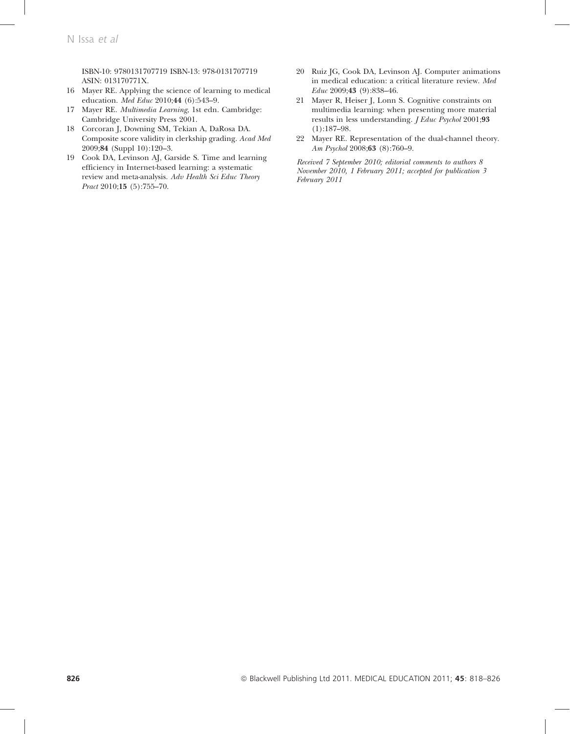ISBN-10: 9780131707719 ISBN-13: 978-0131707719 ASIN: 013170771X.

16 Mayer RE. Applying the science of learning to medical education. *Med Educ* 2010;**44** (6):543–9.

17 Mayer RE. *Multimedia Learning*, 1st edn. Cambridge: Cambridge University Press 2001.

18 Corcoran J, Downing SM, Tekian A, DaRosa DA. Composite score validity in clerkship grading. *Acad Med* 2009;**84** (Suppl 10):120–3.

19 Cook DA, Levinson AJ, Garside S. Time and learning efficiency in Internet-based learning: a systematic review and meta-analysis. *Adv Health Sci Educ Theory Pract* 2010;**15** (5):755–70.

20 Ruiz JG, Cook DA, Levinson AJ. Computer animations in medical education: a critical literature review. *Med Educ* 2009;**43** (9):838–46.

21 Mayer R, Heiser J, Lonn S. Cognitive constraints on multimedia learning: when presenting more material results in less understanding. *J Educ Psychol* 2001;**93** (1):187–98.

22 Mayer RE. Representation of the dual-channel theory. *Am Psychol* 2008;**63** (8):760–9.

*Received 7 September 2010; editorial comments to authors 8 November 2010, 1 February 2011; accepted for publication 3 February 2011*